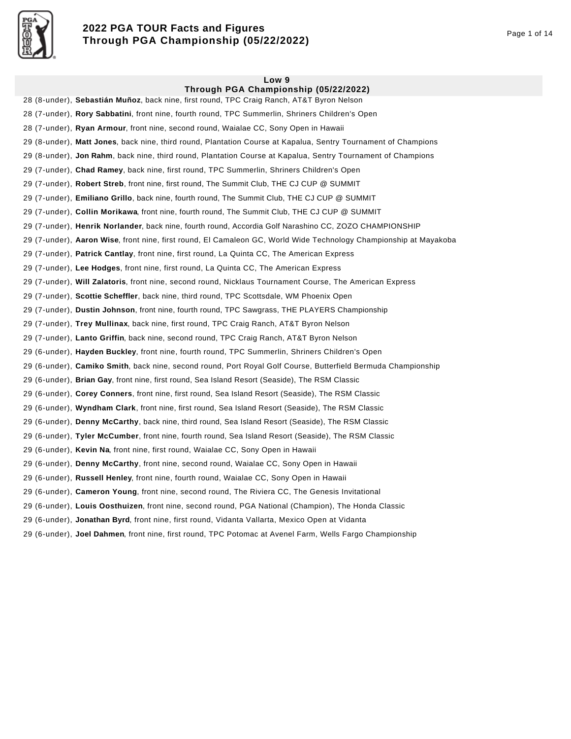# 2022 PGA TOUR Facts and Figures Through PGA Championship (05/22/2022)

## Low 9
### Through PGA Championship (05/22/2022)

28 (8-under), **Sebastián Muñoz**, back nine, first round, TPC Craig Ranch, AT&T Byron Nelson

28 (7-under), **Rory Sabbatini**, front nine, fourth round, TPC Summerlin, Shriners Children's Open

28 (7-under), **Ryan Armour**, front nine, second round, Waialae CC, Sony Open in Hawaii

29 (8-under), **Matt Jones**, back nine, third round, Plantation Course at Kapalua, Sentry Tournament of Champions

29 (8-under), **Jon Rahm**, back nine, third round, Plantation Course at Kapalua, Sentry Tournament of Champions

29 (7-under), **Chad Ramey**, back nine, first round, TPC Summerlin, Shriners Children's Open

29 (7-under), **Robert Streb**, front nine, first round, The Summit Club, THE CJ CUP @ SUMMIT

29 (7-under), **Emiliano Grillo**, back nine, fourth round, The Summit Club, THE CJ CUP @ SUMMIT

29 (7-under), **Collin Morikawa**, front nine, fourth round, The Summit Club, THE CJ CUP @ SUMMIT

29 (7-under), **Henrik Norlander**, back nine, fourth round, Accordia Golf Narashino CC, ZOZO CHAMPIONSHIP

29 (7-under), **Aaron Wise**, front nine, first round, El Camaleon GC, World Wide Technology Championship at Mayakoba

29 (7-under), **Patrick Cantlay**, front nine, first round, La Quinta CC, The American Express

29 (7-under), **Lee Hodges**, front nine, first round, La Quinta CC, The American Express

29 (7-under), **Will Zalatoris**, front nine, second round, Nicklaus Tournament Course, The American Express

29 (7-under), **Scottie Scheffler**, back nine, third round, TPC Scottsdale, WM Phoenix Open

29 (7-under), **Dustin Johnson**, front nine, fourth round, TPC Sawgrass, THE PLAYERS Championship

29 (7-under), **Trey Mullinax**, back nine, first round, TPC Craig Ranch, AT&T Byron Nelson

29 (7-under), **Lanto Griffin**, back nine, second round, TPC Craig Ranch, AT&T Byron Nelson

29 (6-under), **Hayden Buckley**, front nine, fourth round, TPC Summerlin, Shriners Children's Open

29 (6-under), **Camiko Smith**, back nine, second round, Port Royal Golf Course, Butterfield Bermuda Championship

29 (6-under), **Brian Gay**, front nine, first round, Sea Island Resort (Seaside), The RSM Classic

29 (6-under), **Corey Conners**, front nine, first round, Sea Island Resort (Seaside), The RSM Classic

29 (6-under), **Wyndham Clark**, front nine, first round, Sea Island Resort (Seaside), The RSM Classic

29 (6-under), **Denny McCarthy**, back nine, third round, Sea Island Resort (Seaside), The RSM Classic

29 (6-under), **Tyler McCumber**, front nine, fourth round, Sea Island Resort (Seaside), The RSM Classic

29 (6-under), **Kevin Na**, front nine, first round, Waialae CC, Sony Open in Hawaii

29 (6-under), **Denny McCarthy**, front nine, second round, Waialae CC, Sony Open in Hawaii

29 (6-under), **Russell Henley**, front nine, fourth round, Waialae CC, Sony Open in Hawaii

29 (6-under), **Cameron Young**, front nine, second round, The Riviera CC, The Genesis Invitational

29 (6-under), **Louis Oosthuizen**, front nine, second round, PGA National (Champion), The Honda Classic

29 (6-under), **Jonathan Byrd**, front nine, first round, Vidanta Vallarta, Mexico Open at Vidanta

29 (6-under), **Joel Dahmen**, front nine, first round, TPC Potomac at Avenel Farm, Wells Fargo Championship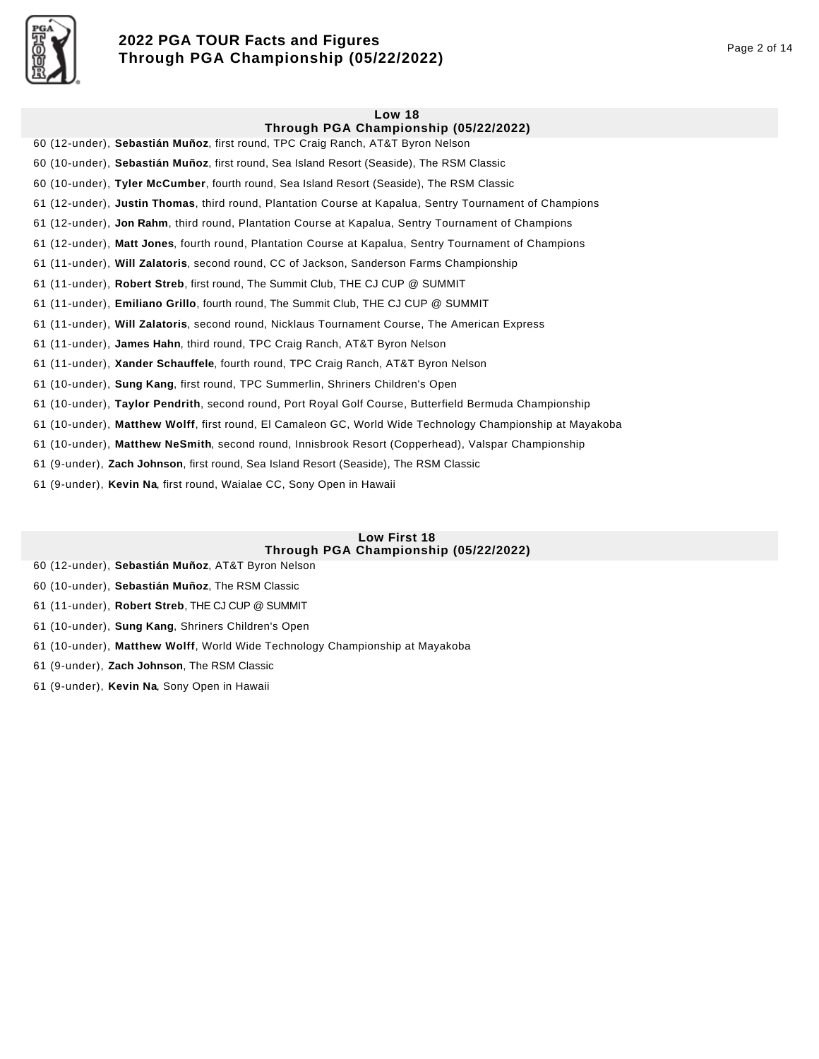## Low 18
### Through PGA Championship (05/22/2022)

60 (12-under), **Sebastián Muñoz**, first round, TPC Craig Ranch, AT&T Byron Nelson

60 (10-under), **Sebastián Muñoz**, first round, Sea Island Resort (Seaside), The RSM Classic

60 (10-under), **Tyler McCumber**, fourth round, Sea Island Resort (Seaside), The RSM Classic

61 (12-under), **Justin Thomas**, third round, Plantation Course at Kapalua, Sentry Tournament of Champions

61 (12-under), **Jon Rahm**, third round, Plantation Course at Kapalua, Sentry Tournament of Champions

61 (12-under), **Matt Jones**, fourth round, Plantation Course at Kapalua, Sentry Tournament of Champions

61 (11-under), **Will Zalatoris**, second round, CC of Jackson, Sanderson Farms Championship

61 (11-under), **Robert Streb**, first round, The Summit Club, THE CJ CUP @ SUMMIT

61 (11-under), **Emiliano Grillo**, fourth round, The Summit Club, THE CJ CUP @ SUMMIT

61 (11-under), **Will Zalatoris**, second round, Nicklaus Tournament Course, The American Express

61 (11-under), **James Hahn**, third round, TPC Craig Ranch, AT&T Byron Nelson

61 (11-under), **Xander Schauffele**, fourth round, TPC Craig Ranch, AT&T Byron Nelson

61 (10-under), **Sung Kang**, first round, TPC Summerlin, Shriners Children's Open

61 (10-under), **Taylor Pendrith**, second round, Port Royal Golf Course, Butterfield Bermuda Championship

61 (10-under), **Matthew Wolff**, first round, El Camaleon GC, World Wide Technology Championship at Mayakoba

61 (10-under), **Matthew NeSmith**, second round, Innisbrook Resort (Copperhead), Valspar Championship

61 (9-under), **Zach Johnson**, first round, Sea Island Resort (Seaside), The RSM Classic

61 (9-under), **Kevin Na**, first round, Waialae CC, Sony Open in Hawaii

## Low First 18
### Through PGA Championship (05/22/2022)

60 (12-under), **Sebastián Muñoz**, AT&T Byron Nelson

60 (10-under), **Sebastián Muñoz**, The RSM Classic

61 (11-under), **Robert Streb**, THE CJ CUP @ SUMMIT

61 (10-under), **Sung Kang**, Shriners Children's Open

61 (10-under), **Matthew Wolff**, World Wide Technology Championship at Mayakoba

61 (9-under), **Zach Johnson**, The RSM Classic

61 (9-under), **Kevin Na**, Sony Open in Hawaii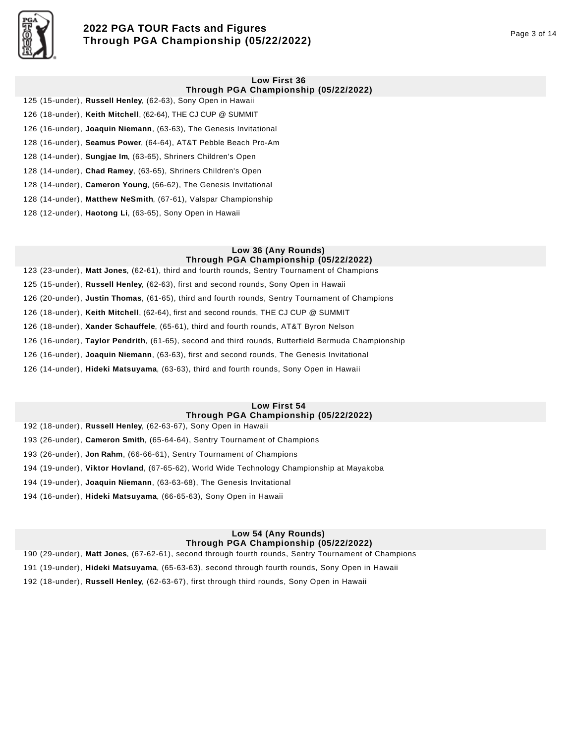## Low First 36
### Through PGA Championship (05/22/2022)

125 (15-under), **Russell Henley**, (62-63), Sony Open in Hawaii

126 (18-under), **Keith Mitchell**, (62-64), THE CJ CUP @ SUMMIT

126 (16-under), **Joaquin Niemann**, (63-63), The Genesis Invitational

128 (16-under), **Seamus Power**, (64-64), AT&T Pebble Beach Pro-Am

128 (14-under), **Sungjae Im**, (63-65), Shriners Children's Open

128 (14-under), **Chad Ramey**, (63-65), Shriners Children's Open

128 (14-under), **Cameron Young**, (66-62), The Genesis Invitational

128 (14-under), **Matthew NeSmith**, (67-61), Valspar Championship

128 (12-under), **Haotong Li**, (63-65), Sony Open in Hawaii

## Low 36 (Any Rounds)
### Through PGA Championship (05/22/2022)

123 (23-under), **Matt Jones**, (62-61), third and fourth rounds, Sentry Tournament of Champions

125 (15-under), **Russell Henley**, (62-63), first and second rounds, Sony Open in Hawaii

126 (20-under), **Justin Thomas**, (61-65), third and fourth rounds, Sentry Tournament of Champions

126 (18-under), **Keith Mitchell**, (62-64), first and second rounds, THE CJ CUP @ SUMMIT

126 (18-under), **Xander Schauffele**, (65-61), third and fourth rounds, AT&T Byron Nelson

126 (16-under), **Taylor Pendrith**, (61-65), second and third rounds, Butterfield Bermuda Championship

126 (16-under), **Joaquin Niemann**, (63-63), first and second rounds, The Genesis Invitational

126 (14-under), **Hideki Matsuyama**, (63-63), third and fourth rounds, Sony Open in Hawaii

## Low First 54
### Through PGA Championship (05/22/2022)

192 (18-under), **Russell Henley**, (62-63-67), Sony Open in Hawaii

193 (26-under), **Cameron Smith**, (65-64-64), Sentry Tournament of Champions

193 (26-under), **Jon Rahm**, (66-66-61), Sentry Tournament of Champions

194 (19-under), **Viktor Hovland**, (67-65-62), World Wide Technology Championship at Mayakoba

194 (19-under), **Joaquin Niemann**, (63-63-68), The Genesis Invitational

194 (16-under), **Hideki Matsuyama**, (66-65-63), Sony Open in Hawaii

## Low 54 (Any Rounds)
### Through PGA Championship (05/22/2022)

190 (29-under), **Matt Jones**, (67-62-61), second through fourth rounds, Sentry Tournament of Champions

191 (19-under), **Hideki Matsuyama**, (65-63-63), second through fourth rounds, Sony Open in Hawaii

192 (18-under), **Russell Henley**, (62-63-67), first through third rounds, Sony Open in Hawaii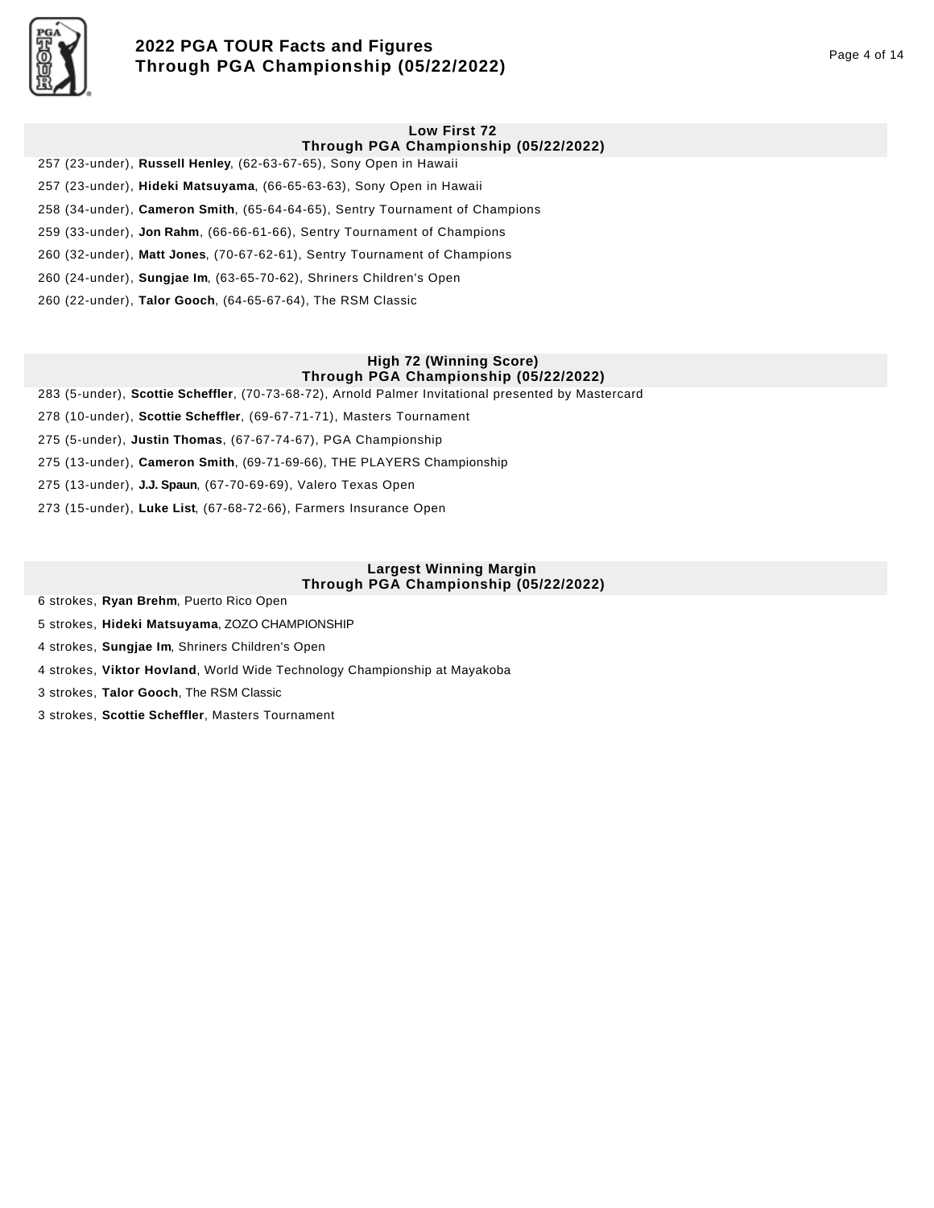## Low First 72
### Through PGA Championship (05/22/2022)

257 (23-under), **Russell Henley**, (62-63-67-65), Sony Open in Hawaii

257 (23-under), **Hideki Matsuyama**, (66-65-63-63), Sony Open in Hawaii

258 (34-under), **Cameron Smith**, (65-64-64-65), Sentry Tournament of Champions

259 (33-under), **Jon Rahm**, (66-66-61-66), Sentry Tournament of Champions

260 (32-under), **Matt Jones**, (70-67-62-61), Sentry Tournament of Champions

260 (24-under), **Sungjae Im**, (63-65-70-62), Shriners Children's Open

260 (22-under), **Talor Gooch**, (64-65-67-64), The RSM Classic

## High 72 (Winning Score)
### Through PGA Championship (05/22/2022)

283 (5-under), **Scottie Scheffler**, (70-73-68-72), Arnold Palmer Invitational presented by Mastercard

278 (10-under), **Scottie Scheffler**, (69-67-71-71), Masters Tournament

275 (5-under), **Justin Thomas**, (67-67-74-67), PGA Championship

275 (13-under), **Cameron Smith**, (69-71-69-66), THE PLAYERS Championship

275 (13-under), **J.J. Spaun**, (67-70-69-69), Valero Texas Open

273 (15-under), **Luke List**, (67-68-72-66), Farmers Insurance Open

## Largest Winning Margin
### Through PGA Championship (05/22/2022)

6 strokes, **Ryan Brehm**, Puerto Rico Open

5 strokes, **Hideki Matsuyama**, ZOZO CHAMPIONSHIP

4 strokes, **Sungjae Im**, Shriners Children's Open

4 strokes, **Viktor Hovland**, World Wide Technology Championship at Mayakoba

3 strokes, **Talor Gooch**, The RSM Classic

3 strokes, **Scottie Scheffler**, Masters Tournament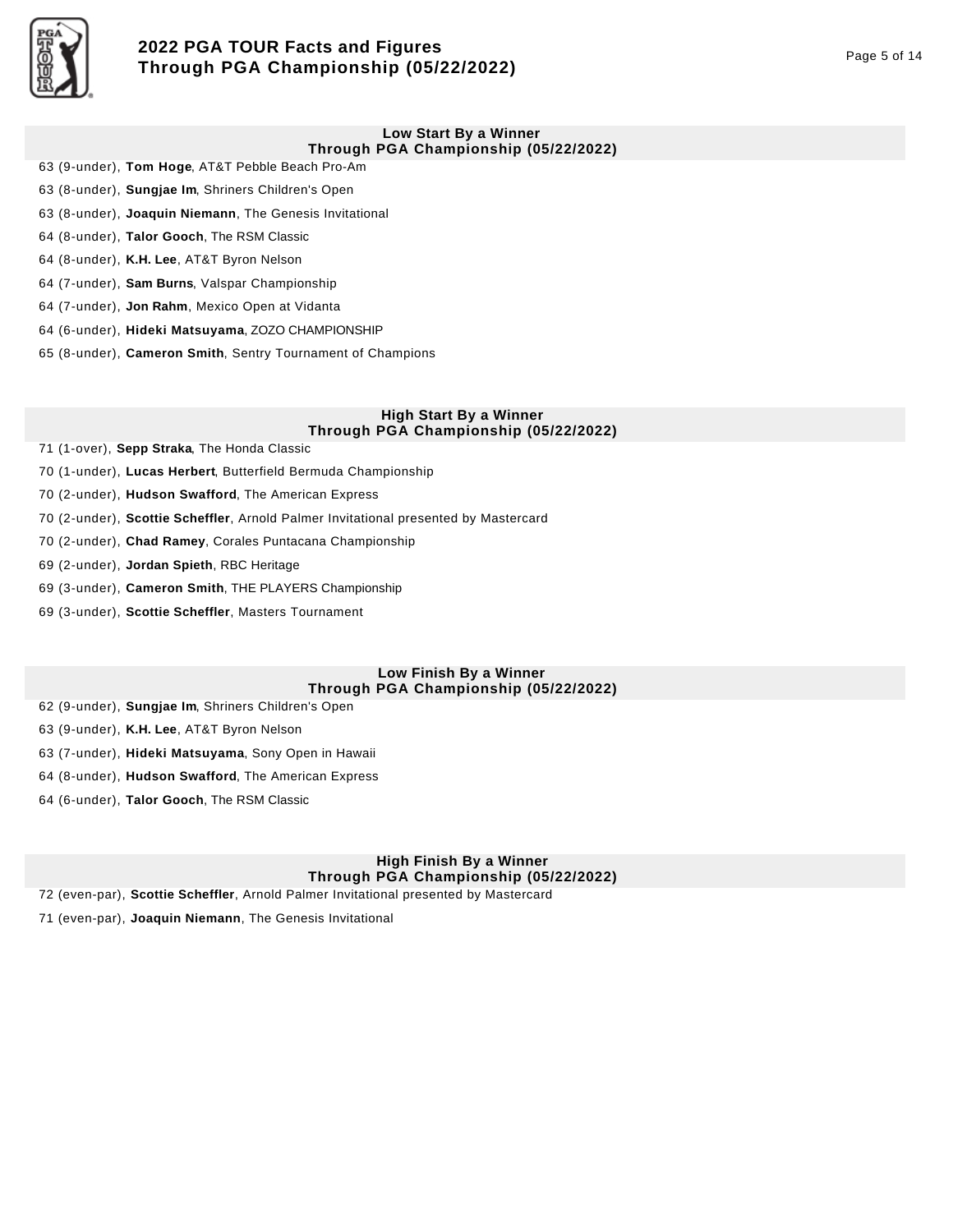## Low Start By a Winner
### Through PGA Championship (05/22/2022)

63 (9-under), **Tom Hoge**, AT&T Pebble Beach Pro-Am

63 (8-under), **Sungjae Im**, Shriners Children's Open

63 (8-under), **Joaquin Niemann**, The Genesis Invitational

64 (8-under), **Talor Gooch**, The RSM Classic

64 (8-under), **K.H. Lee**, AT&T Byron Nelson

64 (7-under), **Sam Burns**, Valspar Championship

64 (7-under), **Jon Rahm**, Mexico Open at Vidanta

64 (6-under), **Hideki Matsuyama**, ZOZO CHAMPIONSHIP

65 (8-under), **Cameron Smith**, Sentry Tournament of Champions

## High Start By a Winner
### Through PGA Championship (05/22/2022)

71 (1-over), **Sepp Straka**, The Honda Classic

70 (1-under), **Lucas Herbert**, Butterfield Bermuda Championship

70 (2-under), **Hudson Swafford**, The American Express

70 (2-under), **Scottie Scheffler**, Arnold Palmer Invitational presented by Mastercard

70 (2-under), **Chad Ramey**, Corales Puntacana Championship

69 (2-under), **Jordan Spieth**, RBC Heritage

69 (3-under), **Cameron Smith**, THE PLAYERS Championship

69 (3-under), **Scottie Scheffler**, Masters Tournament

## Low Finish By a Winner
### Through PGA Championship (05/22/2022)

62 (9-under), **Sungjae Im**, Shriners Children's Open

63 (9-under), **K.H. Lee**, AT&T Byron Nelson

63 (7-under), **Hideki Matsuyama**, Sony Open in Hawaii

64 (8-under), **Hudson Swafford**, The American Express

64 (6-under), **Talor Gooch**, The RSM Classic

## High Finish By a Winner
### Through PGA Championship (05/22/2022)

72 (even-par), **Scottie Scheffler**, Arnold Palmer Invitational presented by Mastercard

71 (even-par), **Joaquin Niemann**, The Genesis Invitational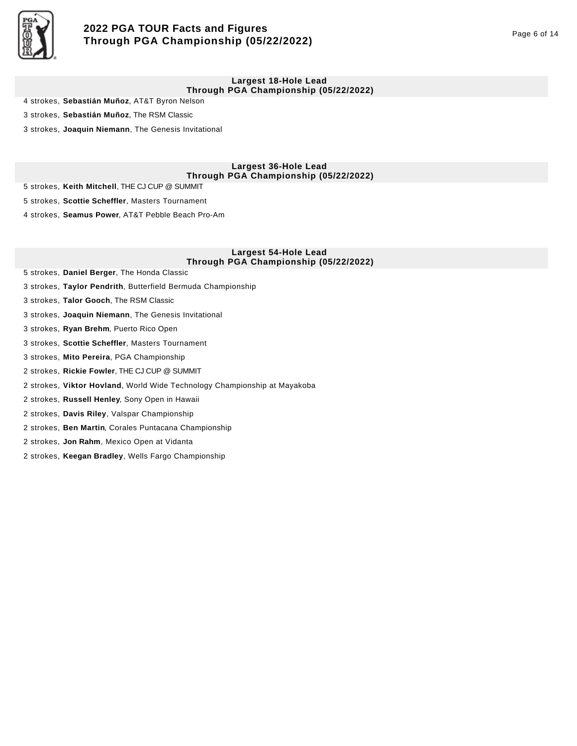## Largest 18-Hole Lead
### Through PGA Championship (05/22/2022)

4 strokes, **Sebastián Muñoz**, AT&T Byron Nelson

3 strokes, **Sebastián Muñoz**, The RSM Classic

3 strokes, **Joaquin Niemann**, The Genesis Invitational

## Largest 36-Hole Lead
### Through PGA Championship (05/22/2022)

5 strokes, **Keith Mitchell**, THE CJ CUP @ SUMMIT

5 strokes, **Scottie Scheffler**, Masters Tournament

4 strokes, **Seamus Power**, AT&T Pebble Beach Pro-Am

## Largest 54-Hole Lead
### Through PGA Championship (05/22/2022)

5 strokes, **Daniel Berger**, The Honda Classic

3 strokes, **Taylor Pendrith**, Butterfield Bermuda Championship

3 strokes, **Talor Gooch**, The RSM Classic

3 strokes, **Joaquin Niemann**, The Genesis Invitational

3 strokes, **Ryan Brehm**, Puerto Rico Open

3 strokes, **Scottie Scheffler**, Masters Tournament

3 strokes, **Mito Pereira**, PGA Championship

2 strokes, **Rickie Fowler**, THE CJ CUP @ SUMMIT

2 strokes, **Viktor Hovland**, World Wide Technology Championship at Mayakoba

2 strokes, **Russell Henley**, Sony Open in Hawaii

2 strokes, **Davis Riley**, Valspar Championship

2 strokes, **Ben Martin**, Corales Puntacana Championship

2 strokes, **Jon Rahm**, Mexico Open at Vidanta

2 strokes, **Keegan Bradley**, Wells Fargo Championship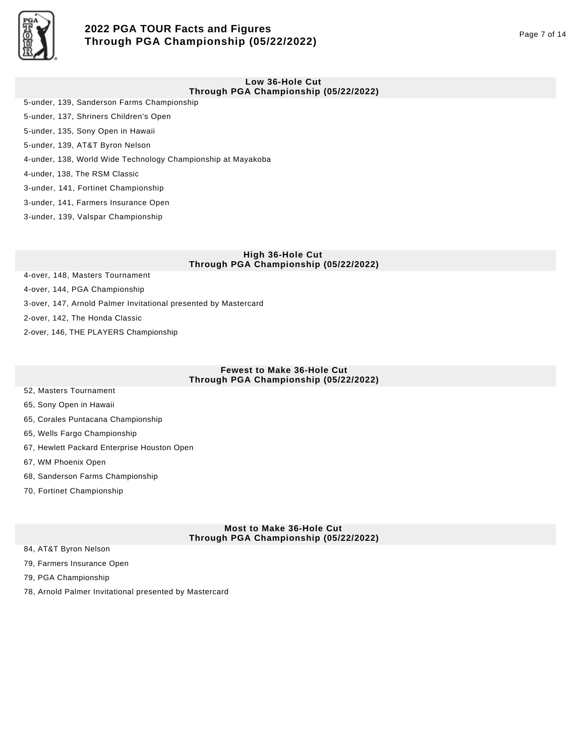## Low 36-Hole Cut
### Through PGA Championship (05/22/2022)

5-under, 139, Sanderson Farms Championship

5-under, 137, Shriners Children's Open

5-under, 135, Sony Open in Hawaii

5-under, 139, AT&T Byron Nelson

4-under, 138, World Wide Technology Championship at Mayakoba

4-under, 138, The RSM Classic

3-under, 141, Fortinet Championship

3-under, 141, Farmers Insurance Open

3-under, 139, Valspar Championship

## High 36-Hole Cut
### Through PGA Championship (05/22/2022)

4-over, 148, Masters Tournament

4-over, 144, PGA Championship

3-over, 147, Arnold Palmer Invitational presented by Mastercard

2-over, 142, The Honda Classic

2-over, 146, THE PLAYERS Championship

## Fewest to Make 36-Hole Cut
### Through PGA Championship (05/22/2022)

52, Masters Tournament

65, Sony Open in Hawaii

65, Corales Puntacana Championship

65, Wells Fargo Championship

67, Hewlett Packard Enterprise Houston Open

67, WM Phoenix Open

68, Sanderson Farms Championship

70, Fortinet Championship

## Most to Make 36-Hole Cut
### Through PGA Championship (05/22/2022)

84, AT&T Byron Nelson

79, Farmers Insurance Open

79, PGA Championship

78, Arnold Palmer Invitational presented by Mastercard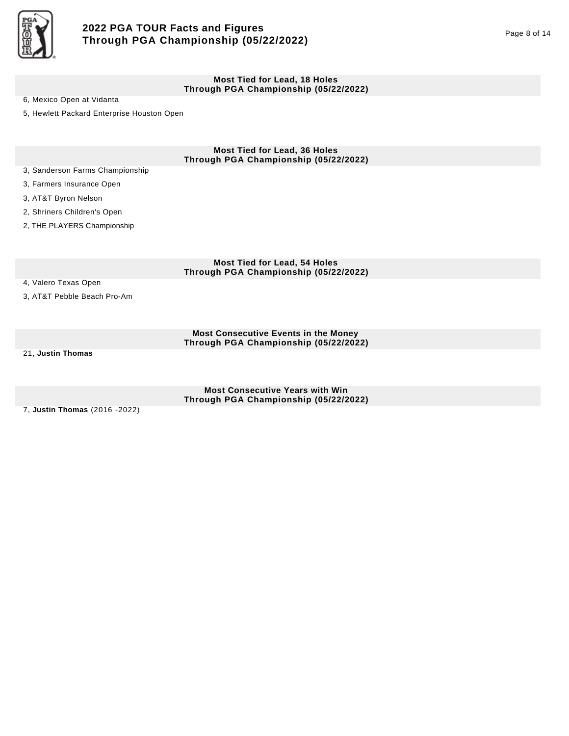## Most Tied for Lead, 18 Holes
## Through PGA Championship (05/22/2022)

6, Mexico Open at Vidanta

5, Hewlett Packard Enterprise Houston Open

## Most Tied for Lead, 36 Holes
## Through PGA Championship (05/22/2022)

3, Sanderson Farms Championship

3, Farmers Insurance Open

3, AT&T Byron Nelson

2, Shriners Children's Open

2, THE PLAYERS Championship

## Most Tied for Lead, 54 Holes
## Through PGA Championship (05/22/2022)

4, Valero Texas Open

3, AT&T Pebble Beach Pro-Am

## Most Consecutive Events in the Money
## Through PGA Championship (05/22/2022)

21, **Justin Thomas**

## Most Consecutive Years with Win
## Through PGA Championship (05/22/2022)

7, **Justin Thomas** (2016 -2022)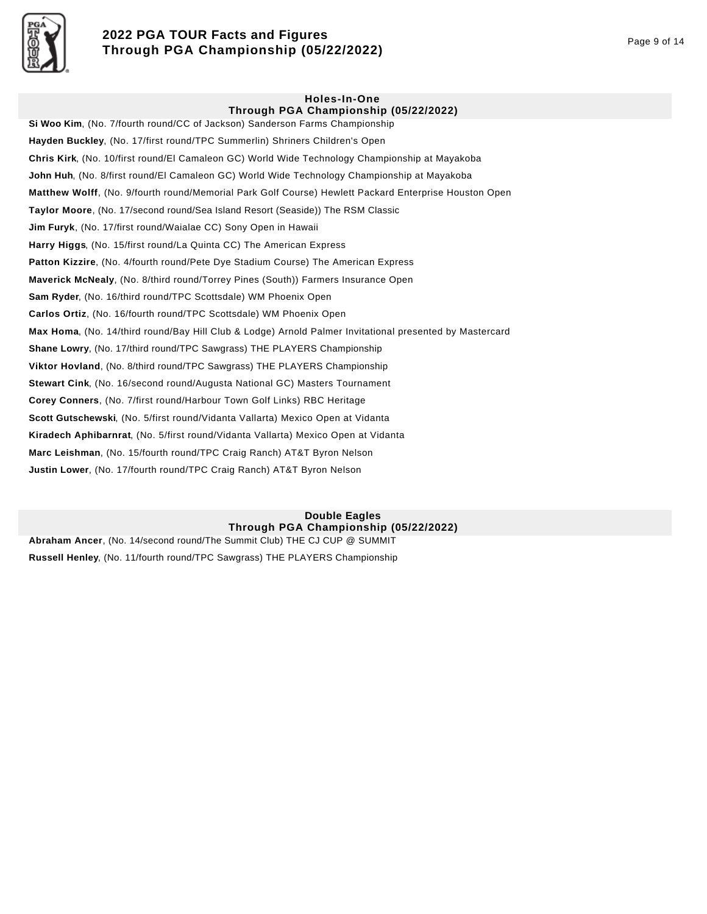## Holes-In-One
### Through PGA Championship (05/22/2022)

**Si Woo Kim**, (No. 7/fourth round/CC of Jackson) Sanderson Farms Championship

**Hayden Buckley**, (No. 17/first round/TPC Summerlin) Shriners Children's Open

**Chris Kirk**, (No. 10/first round/El Camaleon GC) World Wide Technology Championship at Mayakoba

**John Huh**, (No. 8/first round/El Camaleon GC) World Wide Technology Championship at Mayakoba

**Matthew Wolff**, (No. 9/fourth round/Memorial Park Golf Course) Hewlett Packard Enterprise Houston Open

**Taylor Moore**, (No. 17/second round/Sea Island Resort (Seaside)) The RSM Classic

**Jim Furyk**, (No. 17/first round/Waialae CC) Sony Open in Hawaii

**Harry Higgs**, (No. 15/first round/La Quinta CC) The American Express

**Patton Kizzire**, (No. 4/fourth round/Pete Dye Stadium Course) The American Express

**Maverick McNealy**, (No. 8/third round/Torrey Pines (South)) Farmers Insurance Open

**Sam Ryder**, (No. 16/third round/TPC Scottsdale) WM Phoenix Open

**Carlos Ortiz**, (No. 16/fourth round/TPC Scottsdale) WM Phoenix Open

**Max Homa**, (No. 14/third round/Bay Hill Club & Lodge) Arnold Palmer Invitational presented by Mastercard

**Shane Lowry**, (No. 17/third round/TPC Sawgrass) THE PLAYERS Championship

**Viktor Hovland**, (No. 8/third round/TPC Sawgrass) THE PLAYERS Championship

**Stewart Cink**, (No. 16/second round/Augusta National GC) Masters Tournament

**Corey Conners**, (No. 7/first round/Harbour Town Golf Links) RBC Heritage

**Scott Gutschewski**, (No. 5/first round/Vidanta Vallarta) Mexico Open at Vidanta

**Kiradech Aphibarnrat**, (No. 5/first round/Vidanta Vallarta) Mexico Open at Vidanta

**Marc Leishman**, (No. 15/fourth round/TPC Craig Ranch) AT&T Byron Nelson

**Justin Lower**, (No. 17/fourth round/TPC Craig Ranch) AT&T Byron Nelson

## Double Eagles
### Through PGA Championship (05/22/2022)

**Abraham Ancer**, (No. 14/second round/The Summit Club) THE CJ CUP @ SUMMIT

**Russell Henley**, (No. 11/fourth round/TPC Sawgrass) THE PLAYERS Championship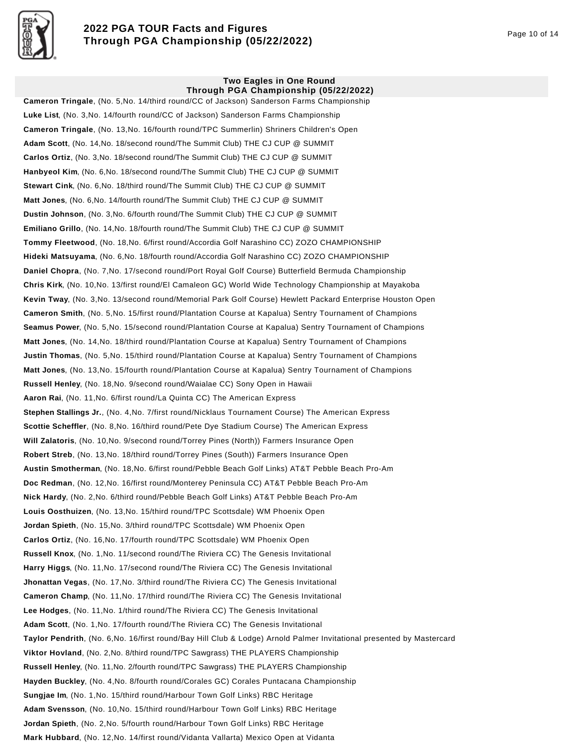## Two Eagles in One Round
## Through PGA Championship (05/22/2022)

**Cameron Tringale**, (No. 5,No. 14/third round/CC of Jackson) Sanderson Farms Championship

**Luke List**, (No. 3,No. 14/fourth round/CC of Jackson) Sanderson Farms Championship

**Cameron Tringale**, (No. 13,No. 16/fourth round/TPC Summerlin) Shriners Children's Open

**Adam Scott**, (No. 14,No. 18/second round/The Summit Club) THE CJ CUP @ SUMMIT

**Carlos Ortiz**, (No. 3,No. 18/second round/The Summit Club) THE CJ CUP @ SUMMIT

**Hanbyeol Kim**, (No. 6,No. 18/second round/The Summit Club) THE CJ CUP @ SUMMIT

**Stewart Cink**, (No. 6,No. 18/third round/The Summit Club) THE CJ CUP @ SUMMIT

**Matt Jones**, (No. 6,No. 14/fourth round/The Summit Club) THE CJ CUP @ SUMMIT

**Dustin Johnson**, (No. 3,No. 6/fourth round/The Summit Club) THE CJ CUP @ SUMMIT

**Emiliano Grillo**, (No. 14,No. 18/fourth round/The Summit Club) THE CJ CUP @ SUMMIT

**Tommy Fleetwood**, (No. 18,No. 6/first round/Accordia Golf Narashino CC) ZOZO CHAMPIONSHIP

**Hideki Matsuyama**, (No. 6,No. 18/fourth round/Accordia Golf Narashino CC) ZOZO CHAMPIONSHIP

**Daniel Chopra**, (No. 7,No. 17/second round/Port Royal Golf Course) Butterfield Bermuda Championship

**Chris Kirk**, (No. 10,No. 13/first round/El Camaleon GC) World Wide Technology Championship at Mayakoba

**Kevin Tway**, (No. 3,No. 13/second round/Memorial Park Golf Course) Hewlett Packard Enterprise Houston Open

**Cameron Smith**, (No. 5,No. 15/first round/Plantation Course at Kapalua) Sentry Tournament of Champions

**Seamus Power**, (No. 5,No. 15/second round/Plantation Course at Kapalua) Sentry Tournament of Champions

**Matt Jones**, (No. 14,No. 18/third round/Plantation Course at Kapalua) Sentry Tournament of Champions

**Justin Thomas**, (No. 5,No. 15/third round/Plantation Course at Kapalua) Sentry Tournament of Champions

**Matt Jones**, (No. 13,No. 15/fourth round/Plantation Course at Kapalua) Sentry Tournament of Champions

**Russell Henley**, (No. 18,No. 9/second round/Waialae CC) Sony Open in Hawaii

**Aaron Rai**, (No. 11,No. 6/first round/La Quinta CC) The American Express

**Stephen Stallings Jr.**, (No. 4,No. 7/first round/Nicklaus Tournament Course) The American Express

**Scottie Scheffler**, (No. 8,No. 16/third round/Pete Dye Stadium Course) The American Express

**Will Zalatoris**, (No. 10,No. 9/second round/Torrey Pines (North)) Farmers Insurance Open

**Robert Streb**, (No. 13,No. 18/third round/Torrey Pines (South)) Farmers Insurance Open

**Austin Smotherman**, (No. 18,No. 6/first round/Pebble Beach Golf Links) AT&T Pebble Beach Pro-Am

**Doc Redman**, (No. 12,No. 16/first round/Monterey Peninsula CC) AT&T Pebble Beach Pro-Am

**Nick Hardy**, (No. 2,No. 6/third round/Pebble Beach Golf Links) AT&T Pebble Beach Pro-Am

**Louis Oosthuizen**, (No. 13,No. 15/third round/TPC Scottsdale) WM Phoenix Open

**Jordan Spieth**, (No. 15,No. 3/third round/TPC Scottsdale) WM Phoenix Open

**Carlos Ortiz**, (No. 16,No. 17/fourth round/TPC Scottsdale) WM Phoenix Open

**Russell Knox**, (No. 1,No. 11/second round/The Riviera CC) The Genesis Invitational

**Harry Higgs**, (No. 11,No. 17/second round/The Riviera CC) The Genesis Invitational

**Jhonattan Vegas**, (No. 17,No. 3/third round/The Riviera CC) The Genesis Invitational

**Cameron Champ**, (No. 11,No. 17/third round/The Riviera CC) The Genesis Invitational

**Lee Hodges**, (No. 11,No. 1/third round/The Riviera CC) The Genesis Invitational

**Adam Scott**, (No. 1,No. 17/fourth round/The Riviera CC) The Genesis Invitational

**Taylor Pendrith**, (No. 6,No. 16/first round/Bay Hill Club & Lodge) Arnold Palmer Invitational presented by Mastercard

**Viktor Hovland**, (No. 2,No. 8/third round/TPC Sawgrass) THE PLAYERS Championship

**Russell Henley**, (No. 11,No. 2/fourth round/TPC Sawgrass) THE PLAYERS Championship

**Hayden Buckley**, (No. 4,No. 8/fourth round/Corales GC) Corales Puntacana Championship

**Sungjae Im**, (No. 1,No. 15/third round/Harbour Town Golf Links) RBC Heritage

**Adam Svensson**, (No. 10,No. 15/third round/Harbour Town Golf Links) RBC Heritage

**Jordan Spieth**, (No. 2,No. 5/fourth round/Harbour Town Golf Links) RBC Heritage

**Mark Hubbard**, (No. 12,No. 14/first round/Vidanta Vallarta) Mexico Open at Vidanta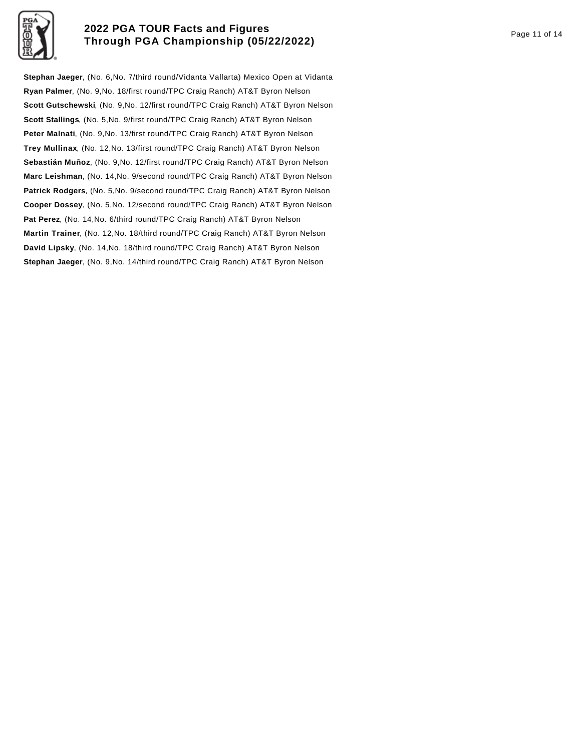**Stephan Jaeger**, (No. 6,No. 7/third round/Vidanta Vallarta) Mexico Open at Vidanta
**Ryan Palmer**, (No. 9,No. 18/first round/TPC Craig Ranch) AT&T Byron Nelson
**Scott Gutschewski**, (No. 9,No. 12/first round/TPC Craig Ranch) AT&T Byron Nelson
**Scott Stallings**, (No. 5,No. 9/first round/TPC Craig Ranch) AT&T Byron Nelson
**Peter Malnati**, (No. 9,No. 13/first round/TPC Craig Ranch) AT&T Byron Nelson
**Trey Mullinax**, (No. 12,No. 13/first round/TPC Craig Ranch) AT&T Byron Nelson
**Sebastián Muñoz**, (No. 9,No. 12/first round/TPC Craig Ranch) AT&T Byron Nelson
**Marc Leishman**, (No. 14,No. 9/second round/TPC Craig Ranch) AT&T Byron Nelson
**Patrick Rodgers**, (No. 5,No. 9/second round/TPC Craig Ranch) AT&T Byron Nelson
**Cooper Dossey**, (No. 5,No. 12/second round/TPC Craig Ranch) AT&T Byron Nelson
**Pat Perez**, (No. 14,No. 6/third round/TPC Craig Ranch) AT&T Byron Nelson
**Martin Trainer**, (No. 12,No. 18/third round/TPC Craig Ranch) AT&T Byron Nelson
**David Lipsky**, (No. 14,No. 18/third round/TPC Craig Ranch) AT&T Byron Nelson
**Stephan Jaeger**, (No. 9,No. 14/third round/TPC Craig Ranch) AT&T Byron Nelson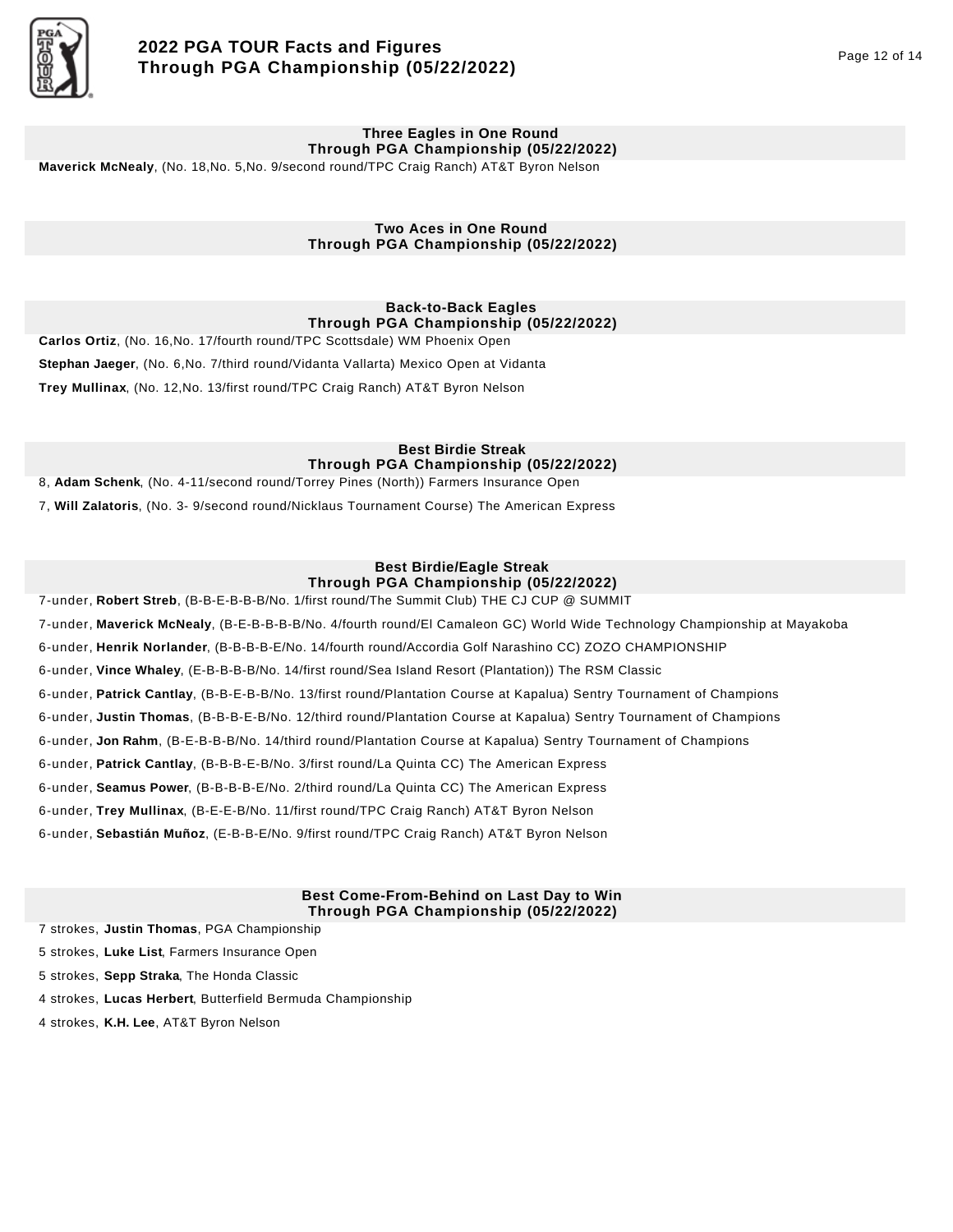## Three Eagles in One Round
### Through PGA Championship (05/22/2022)

**Maverick McNealy**, (No. 18,No. 5,No. 9/second round/TPC Craig Ranch) AT&T Byron Nelson

## Two Aces in One Round
### Through PGA Championship (05/22/2022)

## Back-to-Back Eagles
### Through PGA Championship (05/22/2022)

**Carlos Ortiz**, (No. 16,No. 17/fourth round/TPC Scottsdale) WM Phoenix Open

**Stephan Jaeger**, (No. 6,No. 7/third round/Vidanta Vallarta) Mexico Open at Vidanta

**Trey Mullinax**, (No. 12,No. 13/first round/TPC Craig Ranch) AT&T Byron Nelson

## Best Birdie Streak
### Through PGA Championship (05/22/2022)

8, **Adam Schenk**, (No. 4-11/second round/Torrey Pines (North)) Farmers Insurance Open

7, **Will Zalatoris**, (No. 3- 9/second round/Nicklaus Tournament Course) The American Express

## Best Birdie/Eagle Streak
### Through PGA Championship (05/22/2022)

7-under, **Robert Streb**, (B-B-E-B-B-B/No. 1/first round/The Summit Club) THE CJ CUP @ SUMMIT

7-under, **Maverick McNealy**, (B-E-B-B-B-B/No. 4/fourth round/El Camaleon GC) World Wide Technology Championship at Mayakoba

6-under, **Henrik Norlander**, (B-B-B-B-E/No. 14/fourth round/Accordia Golf Narashino CC) ZOZO CHAMPIONSHIP

6-under, **Vince Whaley**, (E-B-B-B-B/No. 14/first round/Sea Island Resort (Plantation)) The RSM Classic

6-under, **Patrick Cantlay**, (B-B-E-B-B/No. 13/first round/Plantation Course at Kapalua) Sentry Tournament of Champions

6-under, **Justin Thomas**, (B-B-B-E-B/No. 12/third round/Plantation Course at Kapalua) Sentry Tournament of Champions

6-under, **Jon Rahm**, (B-E-B-B-B/No. 14/third round/Plantation Course at Kapalua) Sentry Tournament of Champions

6-under, **Patrick Cantlay**, (B-B-B-E-B/No. 3/first round/La Quinta CC) The American Express

6-under, **Seamus Power**, (B-B-B-B-E/No. 2/third round/La Quinta CC) The American Express

6-under, **Trey Mullinax**, (B-E-E-B/No. 11/first round/TPC Craig Ranch) AT&T Byron Nelson

6-under, **Sebastián Muñoz**, (E-B-B-E/No. 9/first round/TPC Craig Ranch) AT&T Byron Nelson

## Best Come-From-Behind on Last Day to Win
### Through PGA Championship (05/22/2022)

7 strokes, **Justin Thomas**, PGA Championship

5 strokes, **Luke List**, Farmers Insurance Open

5 strokes, **Sepp Straka**, The Honda Classic

4 strokes, **Lucas Herbert**, Butterfield Bermuda Championship

4 strokes, **K.H. Lee**, AT&T Byron Nelson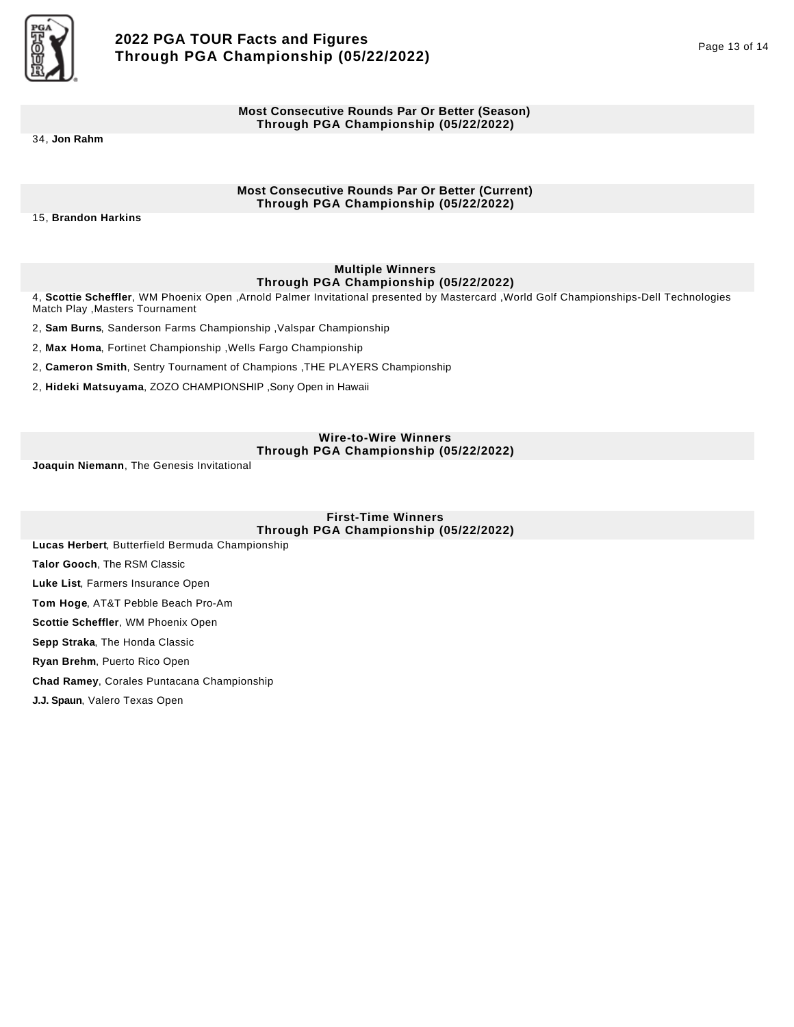## Most Consecutive Rounds Par Or Better (Season)
### Through PGA Championship (05/22/2022)

34, **Jon Rahm**

## Most Consecutive Rounds Par Or Better (Current)
### Through PGA Championship (05/22/2022)

15, **Brandon Harkins**

## Multiple Winners
### Through PGA Championship (05/22/2022)

4, **Scottie Scheffler**, WM Phoenix Open ,Arnold Palmer Invitational presented by Mastercard ,World Golf Championships-Dell Technologies Match Play ,Masters Tournament

2, **Sam Burns**, Sanderson Farms Championship ,Valspar Championship

2, **Max Homa**, Fortinet Championship ,Wells Fargo Championship

2, **Cameron Smith**, Sentry Tournament of Champions ,THE PLAYERS Championship

2, **Hideki Matsuyama**, ZOZO CHAMPIONSHIP ,Sony Open in Hawaii

## Wire-to-Wire Winners
### Through PGA Championship (05/22/2022)

**Joaquin Niemann**, The Genesis Invitational

## First-Time Winners
### Through PGA Championship (05/22/2022)

**Lucas Herbert**, Butterfield Bermuda Championship

**Talor Gooch**, The RSM Classic

**Luke List**, Farmers Insurance Open

**Tom Hoge**, AT&T Pebble Beach Pro-Am

**Scottie Scheffler**, WM Phoenix Open

**Sepp Straka**, The Honda Classic

**Ryan Brehm**, Puerto Rico Open

**Chad Ramey**, Corales Puntacana Championship

**J.J. Spaun**, Valero Texas Open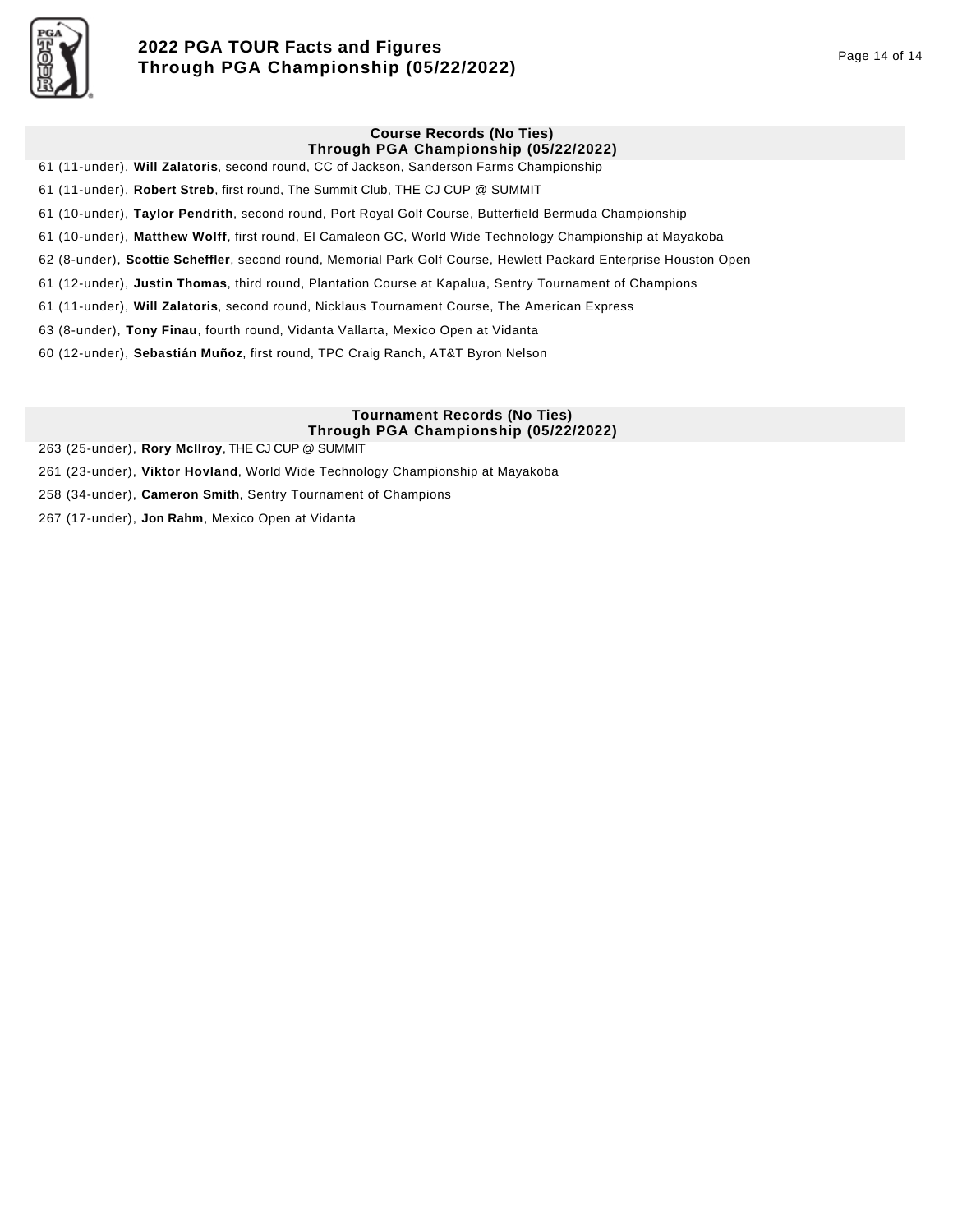## Course Records (No Ties)
## Through PGA Championship (05/22/2022)

61 (11-under), **Will Zalatoris**, second round, CC of Jackson, Sanderson Farms Championship

61 (11-under), **Robert Streb**, first round, The Summit Club, THE CJ CUP @ SUMMIT

61 (10-under), **Taylor Pendrith**, second round, Port Royal Golf Course, Butterfield Bermuda Championship

61 (10-under), **Matthew Wolff**, first round, El Camaleon GC, World Wide Technology Championship at Mayakoba

62 (8-under), **Scottie Scheffler**, second round, Memorial Park Golf Course, Hewlett Packard Enterprise Houston Open

61 (12-under), **Justin Thomas**, third round, Plantation Course at Kapalua, Sentry Tournament of Champions

61 (11-under), **Will Zalatoris**, second round, Nicklaus Tournament Course, The American Express

63 (8-under), **Tony Finau**, fourth round, Vidanta Vallarta, Mexico Open at Vidanta

60 (12-under), **Sebastián Muñoz**, first round, TPC Craig Ranch, AT&T Byron Nelson

## Tournament Records (No Ties)
## Through PGA Championship (05/22/2022)

263 (25-under), **Rory McIlroy**, THE CJ CUP @ SUMMIT

261 (23-under), **Viktor Hovland**, World Wide Technology Championship at Mayakoba

258 (34-under), **Cameron Smith**, Sentry Tournament of Champions

267 (17-under), **Jon Rahm**, Mexico Open at Vidanta